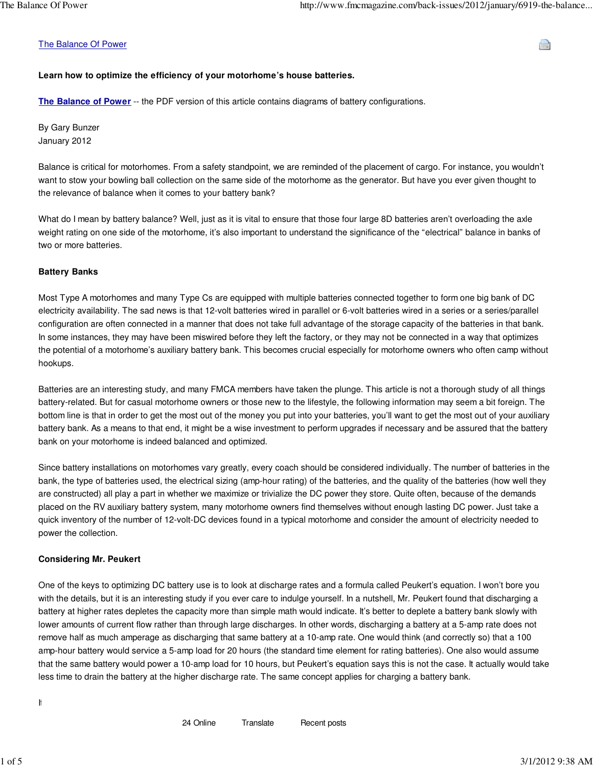# The Balance Of Power

**Learn how to optimize the efficiency of your motorhome's house batteries.**

**The Balance of Power** -- the PDF version of this article contains diagrams of battery configurations.

By Gary Bunzer
January 2012

Balance is critical for motorhomes. From a safety standpoint, we are reminded of the placement of cargo. For instance, you wouldn't want to stow your bowling ball collection on the same side of the motorhome as the generator. But have you ever given thought to the relevance of balance when it comes to your battery bank?

What do I mean by battery balance? Well, just as it is vital to ensure that those four large 8D batteries aren't overloading the axle weight rating on one side of the motorhome, it's also important to understand the significance of the "electrical" balance in banks of two or more batteries.

## Battery Banks

Most Type A motorhomes and many Type Cs are equipped with multiple batteries connected together to form one big bank of DC electricity availability. The sad news is that 12-volt batteries wired in parallel or 6-volt batteries wired in a series or a series/parallel configuration are often connected in a manner that does not take full advantage of the storage capacity of the batteries in that bank. In some instances, they may have been miswired before they left the factory, or they may not be connected in a way that optimizes the potential of a motorhome's auxiliary battery bank. This becomes crucial especially for motorhome owners who often camp without hookups.

Batteries are an interesting study, and many FMCA members have taken the plunge. This article is not a thorough study of all things battery-related. But for casual motorhome owners or those new to the lifestyle, the following information may seem a bit foreign. The bottom line is that in order to get the most out of the money you put into your batteries, you'll want to get the most out of your auxiliary battery bank. As a means to that end, it might be a wise investment to perform upgrades if necessary and be assured that the battery bank on your motorhome is indeed balanced and optimized.

Since battery installations on motorhomes vary greatly, every coach should be considered individually. The number of batteries in the bank, the type of batteries used, the electrical sizing (amp-hour rating) of the batteries, and the quality of the batteries (how well they are constructed) all play a part in whether we maximize or trivialize the DC power they store. Quite often, because of the demands placed on the RV auxiliary battery system, many motorhome owners find themselves without enough lasting DC power. Just take a quick inventory of the number of 12-volt-DC devices found in a typical motorhome and consider the amount of electricity needed to power the collection.

## Considering Mr. Peukert

One of the keys to optimizing DC battery use is to look at discharge rates and a formula called Peukert's equation. I won't bore you with the details, but it is an interesting study if you ever care to indulge yourself. In a nutshell, Mr. Peukert found that discharging a battery at higher rates depletes the capacity more than simple math would indicate. It's better to deplete a battery bank slowly with lower amounts of current flow rather than through large discharges. In other words, discharging a battery at a 5-amp rate does not remove half as much amperage as discharging that same battery at a 10-amp rate. One would think (and correctly so) that a 100 amp-hour battery would service a 5-amp load for 20 hours (the standard time element for rating batteries). One also would assume that the same battery would power a 10-amp load for 10 hours, but Peukert's equation says this is not the case. It actually would take less time to drain the battery at the higher discharge rate. The same concept applies for charging a battery bank.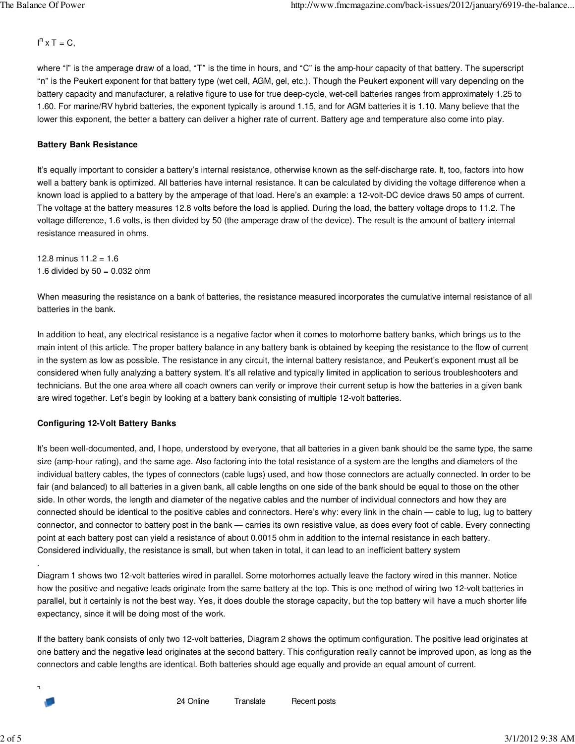$I^n \times T = C$,

where "I" is the amperage draw of a load, "T" is the time in hours, and "C" is the amp-hour capacity of that battery. The superscript "n" is the Peukert exponent for that battery type (wet cell, AGM, gel, etc.). Though the Peukert exponent will vary depending on the battery capacity and manufacturer, a relative figure to use for true deep-cycle, wet-cell batteries ranges from approximately 1.25 to 1.60. For marine/RV hybrid batteries, the exponent typically is around 1.15, and for AGM batteries it is 1.10. Many believe that the lower this exponent, the better a battery can deliver a higher rate of current. Battery age and temperature also come into play.

**Battery Bank Resistance**

It's equally important to consider a battery's internal resistance, otherwise known as the self-discharge rate. It, too, factors into how well a battery bank is optimized. All batteries have internal resistance. It can be calculated by dividing the voltage difference when a known load is applied to a battery by the amperage of that load. Here's an example: a 12-volt-DC device draws 50 amps of current. The voltage at the battery measures 12.8 volts before the load is applied. During the load, the battery voltage drops to 11.2. The voltage difference, 1.6 volts, is then divided by 50 (the amperage draw of the device). The result is the amount of battery internal resistance measured in ohms.

12.8 minus 11.2 = 1.6
1.6 divided by 50 = 0.032 ohm

When measuring the resistance on a bank of batteries, the resistance measured incorporates the cumulative internal resistance of all batteries in the bank.

In addition to heat, any electrical resistance is a negative factor when it comes to motorhome battery banks, which brings us to the main intent of this article. The proper battery balance in any battery bank is obtained by keeping the resistance to the flow of current in the system as low as possible. The resistance in any circuit, the internal battery resistance, and Peukert's exponent must all be considered when fully analyzing a battery system. It's all relative and typically limited in application to serious troubleshooters and technicians. But the one area where all coach owners can verify or improve their current setup is how the batteries in a given bank are wired together. Let's begin by looking at a battery bank consisting of multiple 12-volt batteries.

**Configuring 12-Volt Battery Banks**

It's been well-documented, and, I hope, understood by everyone, that all batteries in a given bank should be the same type, the same size (amp-hour rating), and the same age. Also factoring into the total resistance of a system are the lengths and diameters of the individual battery cables, the types of connectors (cable lugs) used, and how those connectors are actually connected. In order to be fair (and balanced) to all batteries in a given bank, all cable lengths on one side of the bank should be equal to those on the other side. In other words, the length and diameter of the negative cables and the number of individual connectors and how they are connected should be identical to the positive cables and connectors. Here's why: every link in the chain — cable to lug, lug to battery connector, and connector to battery post in the bank — carries its own resistive value, as does every foot of cable. Every connecting point at each battery post can yield a resistance of about 0.0015 ohm in addition to the internal resistance in each battery. Considered individually, the resistance is small, but when taken in total, it can lead to an inefficient battery system.

Diagram 1 shows two 12-volt batteries wired in parallel. Some motorhomes actually leave the factory wired in this manner. Notice how the positive and negative leads originate from the same battery at the top. This is one method of wiring two 12-volt batteries in parallel, but it certainly is not the best way. Yes, it does double the storage capacity, but the top battery will have a much shorter life expectancy, since it will be doing most of the work.

If the battery bank consists of only two 12-volt batteries, Diagram 2 shows the optimum configuration. The positive lead originates at one battery and the negative lead originates at the second battery. This configuration really cannot be improved upon, as long as the connectors and cable lengths are identical. Both batteries should age equally and provide an equal amount of current.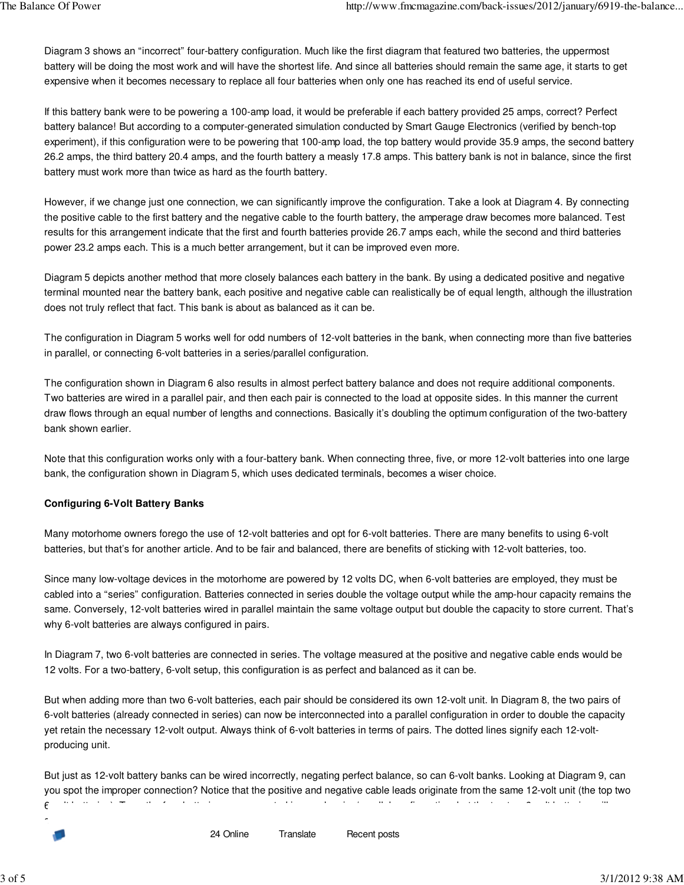Diagram 3 shows an "incorrect" four-battery configuration. Much like the first diagram that featured two batteries, the uppermost battery will be doing the most work and will have the shortest life. And since all batteries should remain the same age, it starts to get expensive when it becomes necessary to replace all four batteries when only one has reached its end of useful service.

If this battery bank were to be powering a 100-amp load, it would be preferable if each battery provided 25 amps, correct? Perfect battery balance! But according to a computer-generated simulation conducted by Smart Gauge Electronics (verified by bench-top experiment), if this configuration were to be powering that 100-amp load, the top battery would provide 35.9 amps, the second battery 26.2 amps, the third battery 20.4 amps, and the fourth battery a measly 17.8 amps. This battery bank is not in balance, since the first battery must work more than twice as hard as the fourth battery.

However, if we change just one connection, we can significantly improve the configuration. Take a look at Diagram 4. By connecting the positive cable to the first battery and the negative cable to the fourth battery, the amperage draw becomes more balanced. Test results for this arrangement indicate that the first and fourth batteries provide 26.7 amps each, while the second and third batteries power 23.2 amps each. This is a much better arrangement, but it can be improved even more.

Diagram 5 depicts another method that more closely balances each battery in the bank. By using a dedicated positive and negative terminal mounted near the battery bank, each positive and negative cable can realistically be of equal length, although the illustration does not truly reflect that fact. This bank is about as balanced as it can be.

The configuration in Diagram 5 works well for odd numbers of 12-volt batteries in the bank, when connecting more than five batteries in parallel, or connecting 6-volt batteries in a series/parallel configuration.

The configuration shown in Diagram 6 also results in almost perfect battery balance and does not require additional components. Two batteries are wired in a parallel pair, and then each pair is connected to the load at opposite sides. In this manner the current draw flows through an equal number of lengths and connections. Basically it's doubling the optimum configuration of the two-battery bank shown earlier.

Note that this configuration works only with a four-battery bank. When connecting three, five, or more 12-volt batteries into one large bank, the configuration shown in Diagram 5, which uses dedicated terminals, becomes a wiser choice.

**Configuring 6-Volt Battery Banks**

Many motorhome owners forego the use of 12-volt batteries and opt for 6-volt batteries. There are many benefits to using 6-volt batteries, but that's for another article. And to be fair and balanced, there are benefits of sticking with 12-volt batteries, too.

Since many low-voltage devices in the motorhome are powered by 12 volts DC, when 6-volt batteries are employed, they must be cabled into a "series" configuration. Batteries connected in series double the voltage output while the amp-hour capacity remains the same. Conversely, 12-volt batteries wired in parallel maintain the same voltage output but double the capacity to store current. That's why 6-volt batteries are always configured in pairs.

In Diagram 7, two 6-volt batteries are connected in series. The voltage measured at the positive and negative cable ends would be 12 volts. For a two-battery, 6-volt setup, this configuration is as perfect and balanced as it can be.

But when adding more than two 6-volt batteries, each pair should be considered its own 12-volt unit. In Diagram 8, the two pairs of 6-volt batteries (already connected in series) can now be interconnected into a parallel configuration in order to double the capacity yet retain the necessary 12-volt output. Always think of 6-volt batteries in terms of pairs. The dotted lines signify each 12-volt-producing unit.

But just as 12-volt battery banks can be wired incorrectly, negating perfect balance, so can 6-volt banks. Looking at Diagram 9, can you spot the improper connection? Notice that the positive and negative cable leads originate from the same 12-volt unit (the top two 6-volt batteries). True, the four batteries are connected in a proper series/parallel configuration, but the top two 6-volt batteries will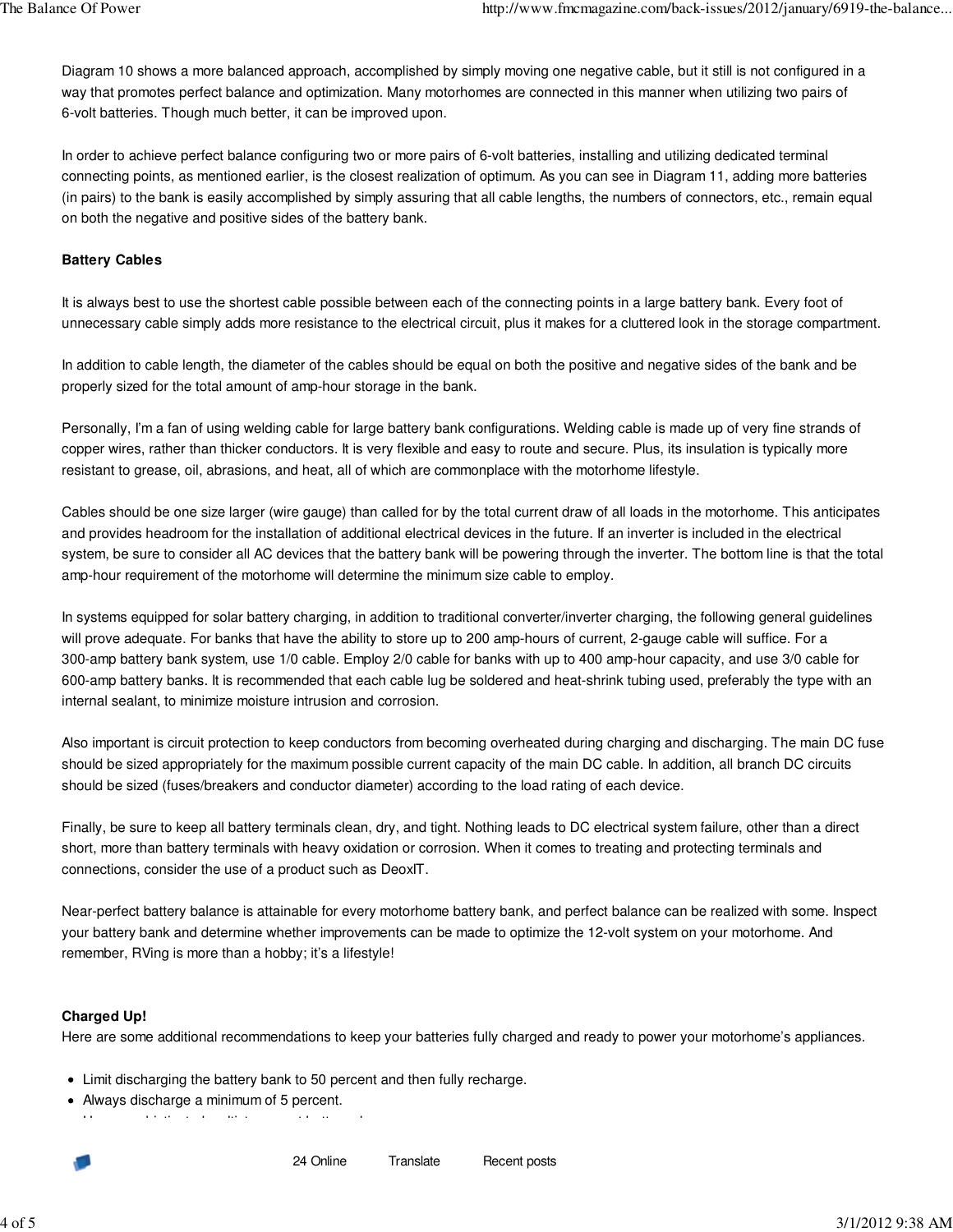Diagram 10 shows a more balanced approach, accomplished by simply moving one negative cable, but it still is not configured in a way that promotes perfect balance and optimization. Many motorhomes are connected in this manner when utilizing two pairs of 6-volt batteries. Though much better, it can be improved upon.

In order to achieve perfect balance configuring two or more pairs of 6-volt batteries, installing and utilizing dedicated terminal connecting points, as mentioned earlier, is the closest realization of optimum. As you can see in Diagram 11, adding more batteries (in pairs) to the bank is easily accomplished by simply assuring that all cable lengths, the numbers of connectors, etc., remain equal on both the negative and positive sides of the battery bank.

**Battery Cables**

It is always best to use the shortest cable possible between each of the connecting points in a large battery bank. Every foot of unnecessary cable simply adds more resistance to the electrical circuit, plus it makes for a cluttered look in the storage compartment.

In addition to cable length, the diameter of the cables should be equal on both the positive and negative sides of the bank and be properly sized for the total amount of amp-hour storage in the bank.

Personally, I'm a fan of using welding cable for large battery bank configurations. Welding cable is made up of very fine strands of copper wires, rather than thicker conductors. It is very flexible and easy to route and secure. Plus, its insulation is typically more resistant to grease, oil, abrasions, and heat, all of which are commonplace with the motorhome lifestyle.

Cables should be one size larger (wire gauge) than called for by the total current draw of all loads in the motorhome. This anticipates and provides headroom for the installation of additional electrical devices in the future. If an inverter is included in the electrical system, be sure to consider all AC devices that the battery bank will be powering through the inverter. The bottom line is that the total amp-hour requirement of the motorhome will determine the minimum size cable to employ.

In systems equipped for solar battery charging, in addition to traditional converter/inverter charging, the following general guidelines will prove adequate. For banks that have the ability to store up to 200 amp-hours of current, 2-gauge cable will suffice. For a 300-amp battery bank system, use 1/0 cable. Employ 2/0 cable for banks with up to 400 amp-hour capacity, and use 3/0 cable for 600-amp battery banks. It is recommended that each cable lug be soldered and heat-shrink tubing used, preferably the type with an internal sealant, to minimize moisture intrusion and corrosion.

Also important is circuit protection to keep conductors from becoming overheated during charging and discharging. The main DC fuse should be sized appropriately for the maximum possible current capacity of the main DC cable. In addition, all branch DC circuits should be sized (fuses/breakers and conductor diameter) according to the load rating of each device.

Finally, be sure to keep all battery terminals clean, dry, and tight. Nothing leads to DC electrical system failure, other than a direct short, more than battery terminals with heavy oxidation or corrosion. When it comes to treating and protecting terminals and connections, consider the use of a product such as DeoxIT.

Near-perfect battery balance is attainable for every motorhome battery bank, and perfect balance can be realized with some. Inspect your battery bank and determine whether improvements can be made to optimize the 12-volt system on your motorhome. And remember, RVing is more than a hobby; it's a lifestyle!

**Charged Up!**

Here are some additional recommendations to keep your batteries fully charged and ready to power your motorhome's appliances.

- Limit discharging the battery bank to 50 percent and then fully recharge.
- Always discharge a minimum of 5 percent.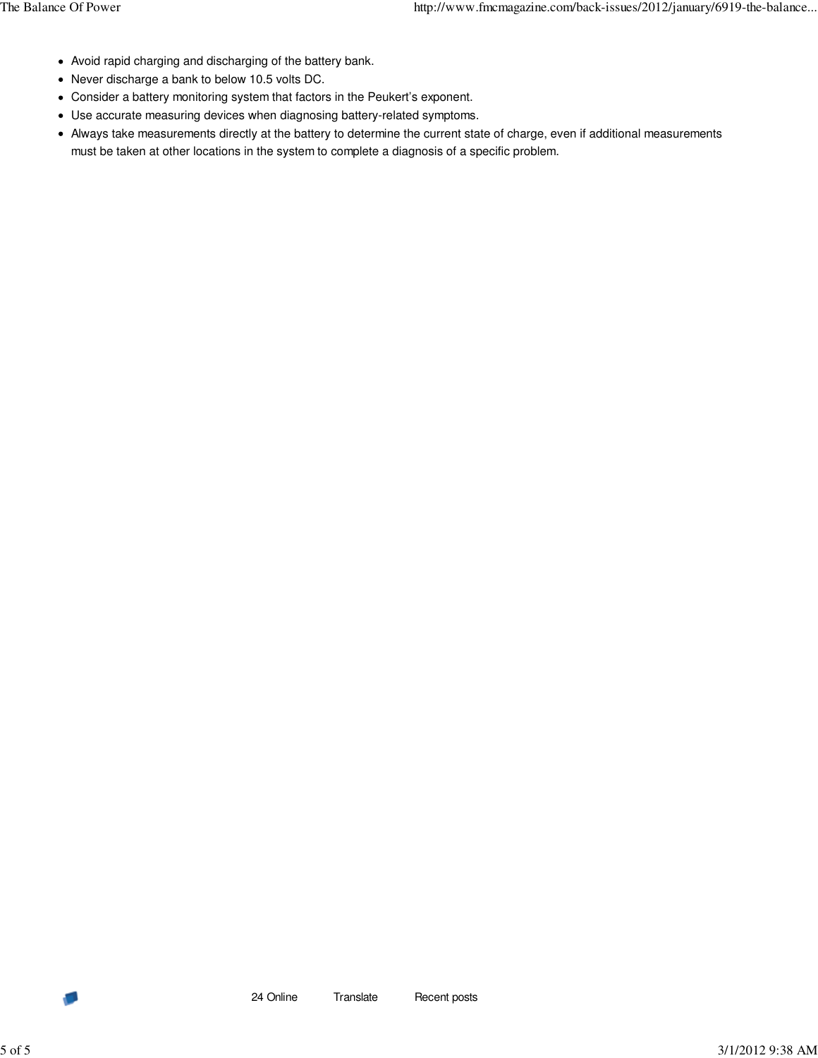- Avoid rapid charging and discharging of the battery bank.
- Never discharge a bank to below 10.5 volts DC.
- Consider a battery monitoring system that factors in the Peukert's exponent.
- Use accurate measuring devices when diagnosing battery-related symptoms.
- Always take measurements directly at the battery to determine the current state of charge, even if additional measurements must be taken at other locations in the system to complete a diagnosis of a specific problem.